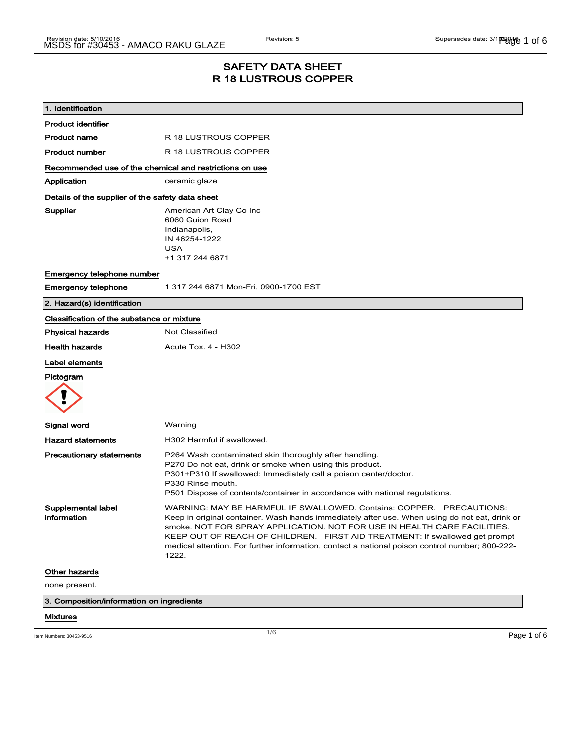# SAFETY DATA SHEET
# R 18 LUSTROUS COPPER

## 1. Identification

**Product identifier**

| | |
|---|---|
| **Product name** | R 18 LUSTROUS COPPER |
| **Product number** | R 18 LUSTROUS COPPER |

**Recommended use of the chemical and restrictions on use**

| | |
|---|---|
| **Application** | ceramic glaze |

**Details of the supplier of the safety data sheet**

**Supplier**
American Art Clay Co Inc
6060 Guion Road
Indianapolis,
IN 46254-1222
USA
+1 317 244 6871

**Emergency telephone number**

| | |
|---|---|
| **Emergency telephone** | 1 317 244 6871 Mon-Fri, 0900-1700 EST |

## 2. Hazard(s) identification

**Classification of the substance or mixture**

| | |
|---|---|
| **Physical hazards** | Not Classified |
| **Health hazards** | Acute Tox. 4 - H302 |

**Label elements**

**Pictogram**

**Signal word**
Warning

**Hazard statements**
H302 Harmful if swallowed.

**Precautionary statements**
P264 Wash contaminated skin thoroughly after handling.
P270 Do not eat, drink or smoke when using this product.
P301+P310 If swallowed: Immediately call a poison center/doctor.
P330 Rinse mouth.
P501 Dispose of contents/container in accordance with national regulations.

**Supplemental label information**
WARNING: MAY BE HARMFUL IF SWALLOWED. Contains: COPPER. PRECAUTIONS: Keep in original container. Wash hands immediately after use. When using do not eat, drink or smoke. NOT FOR SPRAY APPLICATION. NOT FOR USE IN HEALTH CARE FACILITIES. KEEP OUT OF REACH OF CHILDREN. FIRST AID TREATMENT: If swallowed get prompt medical attention. For further information, contact a national poison control number; 800-222-1222.

**Other hazards**

none present.

## 3. Composition/information on ingredients

**Mixtures**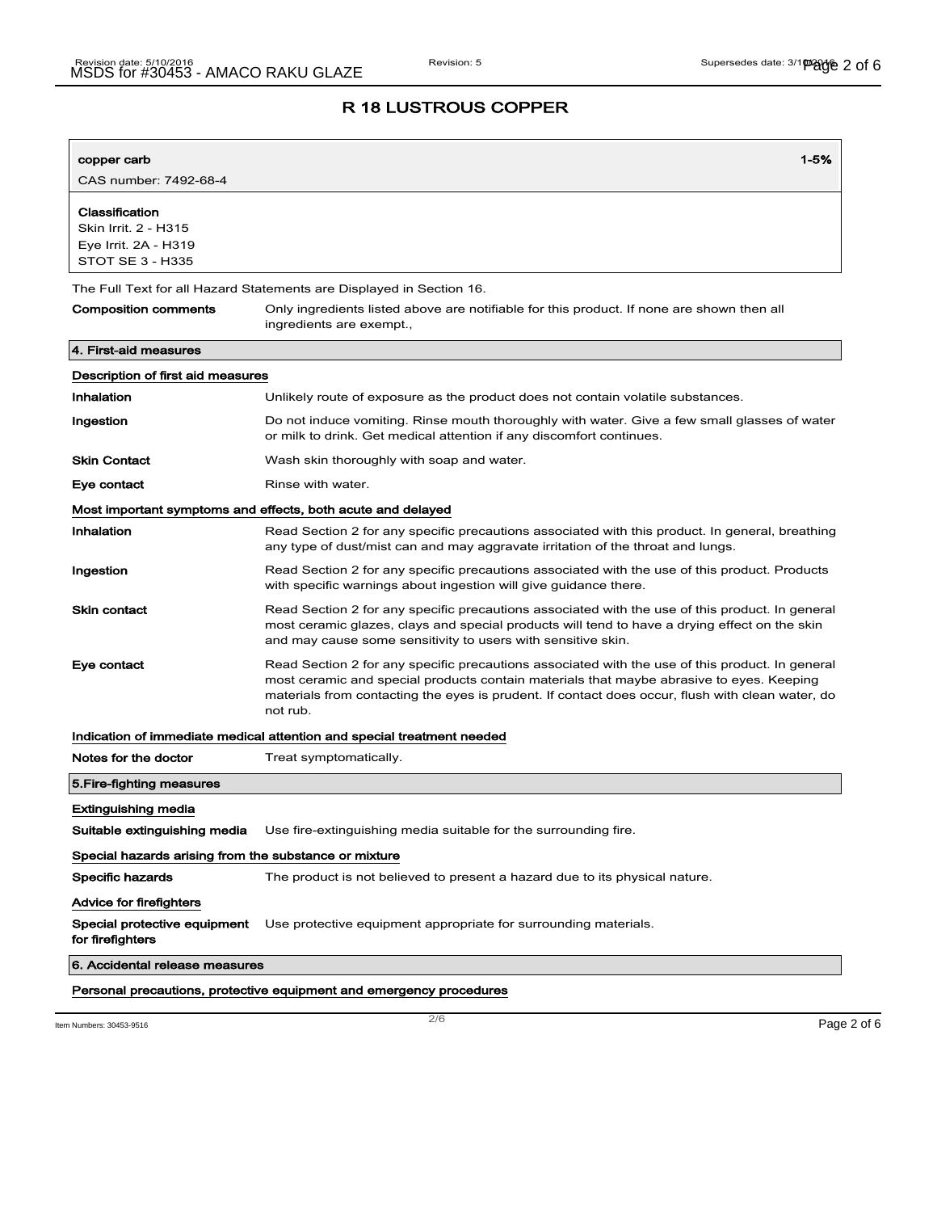# R 18 LUSTROUS COPPER

| copper carb | 1-5% |
|---|---|
| CAS number: 7492-68-4 | |

**Classification**
Skin Irrit. 2 - H315
Eye Irrit. 2A - H319
STOT SE 3 - H335

The Full Text for all Hazard Statements are Displayed in Section 16.

**Composition comments** Only ingredients listed above are notifiable for this product. If none are shown then all ingredients are exempt.,

## 4. First-aid measures

### Description of first aid measures

**Inhalation** Unlikely route of exposure as the product does not contain volatile substances.

**Ingestion** Do not induce vomiting. Rinse mouth thoroughly with water. Give a few small glasses of water or milk to drink. Get medical attention if any discomfort continues.

**Skin Contact** Wash skin thoroughly with soap and water.

**Eye contact** Rinse with water.

### Most important symptoms and effects, both acute and delayed

**Inhalation** Read Section 2 for any specific precautions associated with this product. In general, breathing any type of dust/mist can and may aggravate irritation of the throat and lungs.

**Ingestion** Read Section 2 for any specific precautions associated with the use of this product. Products with specific warnings about ingestion will give guidance there.

**Skin contact** Read Section 2 for any specific precautions associated with the use of this product. In general most ceramic glazes, clays and special products will tend to have a drying effect on the skin and may cause some sensitivity to users with sensitive skin.

**Eye contact** Read Section 2 for any specific precautions associated with the use of this product. In general most ceramic and special products contain materials that maybe abrasive to eyes. Keeping materials from contacting the eyes is prudent. If contact does occur, flush with clean water, do not rub.

### Indication of immediate medical attention and special treatment needed

**Notes for the doctor** Treat symptomatically.

## 5.Fire-fighting measures

### Extinguishing media

**Suitable extinguishing media** Use fire-extinguishing media suitable for the surrounding fire.

### Special hazards arising from the substance or mixture

**Specific hazards** The product is not believed to present a hazard due to its physical nature.

### Advice for firefighters

**Special protective equipment for firefighters** Use protective equipment appropriate for surrounding materials.

## 6. Accidental release measures

### Personal precautions, protective equipment and emergency procedures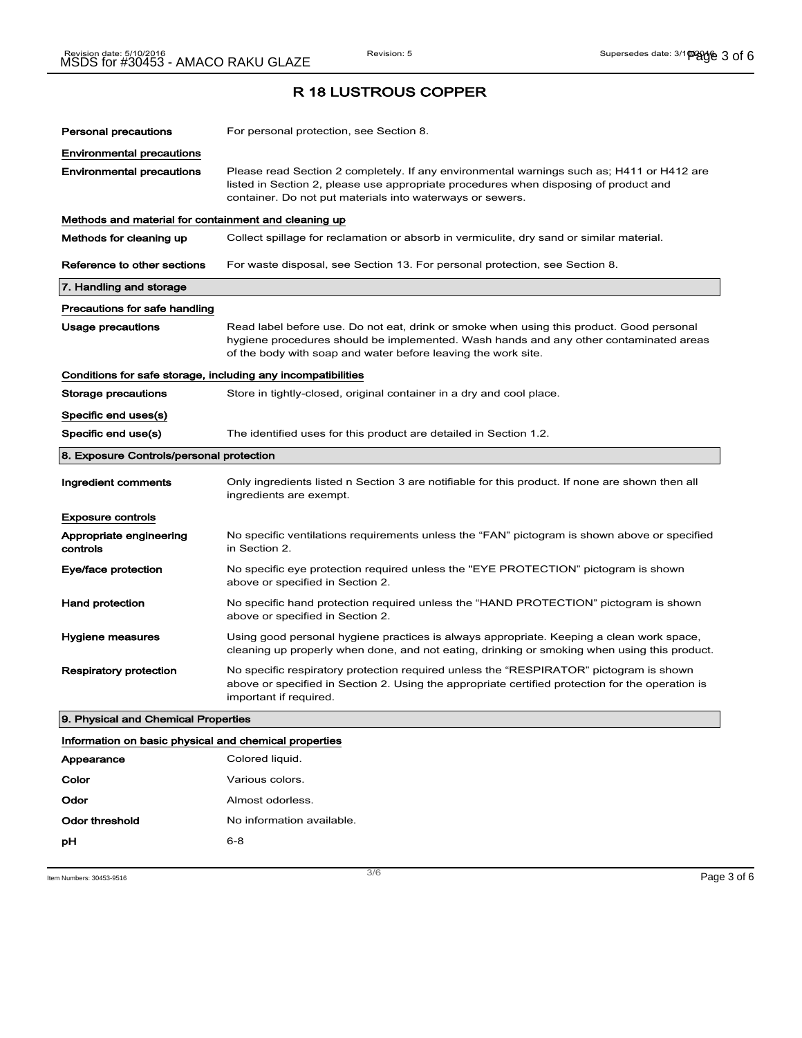# R 18 LUSTROUS COPPER

| | |
|---|---|
| **Personal precautions** | For personal protection, see Section 8. |

**Environmental precautions**

| | |
|---|---|
| **Environmental precautions** | Please read Section 2 completely. If any environmental warnings such as; H411 or H412 are listed in Section 2, please use appropriate procedures when disposing of product and container. Do not put materials into waterways or sewers. |

**Methods and material for containment and cleaning up**

| | |
|---|---|
| **Methods for cleaning up** | Collect spillage for reclamation or absorb in vermiculite, dry sand or similar material. |
| **Reference to other sections** | For waste disposal, see Section 13. For personal protection, see Section 8. |

## 7. Handling and storage

**Precautions for safe handling**

| | |
|---|---|
| **Usage precautions** | Read label before use. Do not eat, drink or smoke when using this product. Good personal hygiene procedures should be implemented. Wash hands and any other contaminated areas of the body with soap and water before leaving the work site. |

**Conditions for safe storage, including any incompatibilities**

| | |
|---|---|
| **Storage precautions** | Store in tightly-closed, original container in a dry and cool place. |

**Specific end uses(s)**

| | |
|---|---|
| **Specific end use(s)** | The identified uses for this product are detailed in Section 1.2. |

## 8. Exposure Controls/personal protection

| | |
|---|---|
| **Ingredient comments** | Only ingredients listed n Section 3 are notifiable for this product. If none are shown then all ingredients are exempt. |

**Exposure controls**

| | |
|---|---|
| **Appropriate engineering controls** | No specific ventilations requirements unless the "FAN" pictogram is shown above or specified in Section 2. |
| **Eye/face protection** | No specific eye protection required unless the "EYE PROTECTION" pictogram is shown above or specified in Section 2. |
| **Hand protection** | No specific hand protection required unless the "HAND PROTECTION" pictogram is shown above or specified in Section 2. |
| **Hygiene measures** | Using good personal hygiene practices is always appropriate. Keeping a clean work space, cleaning up properly when done, and not eating, drinking or smoking when using this product. |
| **Respiratory protection** | No specific respiratory protection required unless the "RESPIRATOR" pictogram is shown above or specified in Section 2. Using the appropriate certified protection for the operation is important if required. |

## 9. Physical and Chemical Properties

**Information on basic physical and chemical properties**

| | |
|---|---|
| **Appearance** | Colored liquid. |
| **Color** | Various colors. |
| **Odor** | Almost odorless. |
| **Odor threshold** | No information available. |
| **pH** | 6-8 |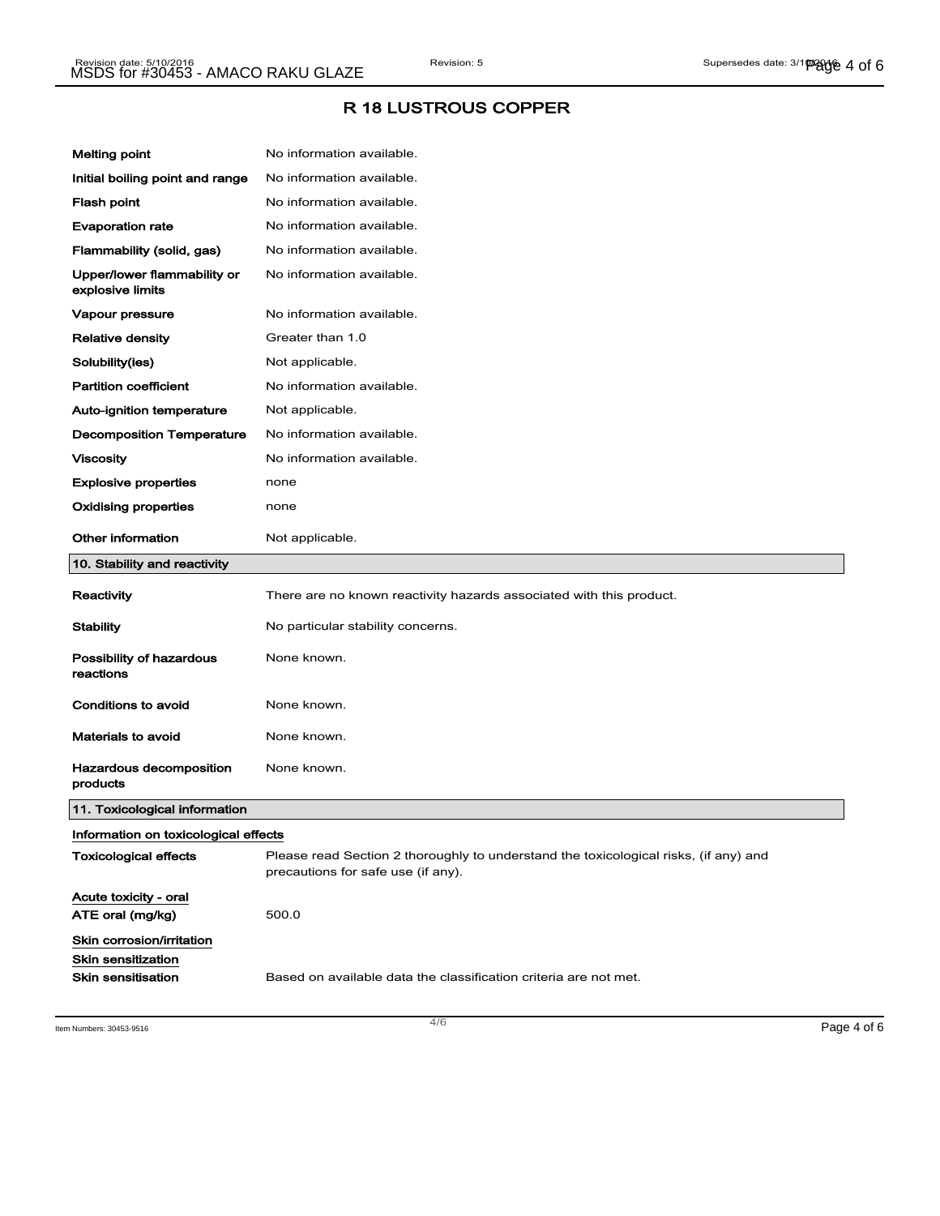## R 18 LUSTROUS COPPER

| | |
|---|---|
| **Melting point** | No information available. |
| **Initial boiling point and range** | No information available. |
| **Flash point** | No information available. |
| **Evaporation rate** | No information available. |
| **Flammability (solid, gas)** | No information available. |
| **Upper/lower flammability or explosive limits** | No information available. |
| **Vapour pressure** | No information available. |
| **Relative density** | Greater than 1.0 |
| **Solubility(ies)** | Not applicable. |
| **Partition coefficient** | No information available. |
| **Auto-ignition temperature** | Not applicable. |
| **Decomposition Temperature** | No information available. |
| **Viscosity** | No information available. |
| **Explosive properties** | none |
| **Oxidising properties** | none |
| **Other information** | Not applicable. |

### 10. Stability and reactivity

| | |
|---|---|
| **Reactivity** | There are no known reactivity hazards associated with this product. |
| **Stability** | No particular stability concerns. |
| **Possibility of hazardous reactions** | None known. |
| **Conditions to avoid** | None known. |
| **Materials to avoid** | None known. |
| **Hazardous decomposition products** | None known. |

### 11. Toxicological information

**Information on toxicological effects**

| | |
|---|---|
| **Toxicological effects** | Please read Section 2 thoroughly to understand the toxicological risks, (if any) and precautions for safe use (if any). |

**Acute toxicity - oral**

| | |
|---|---|
| **ATE oral (mg/kg)** | 500.0 |

**Skin corrosion/irritation**

**Skin sensitization**

| | |
|---|---|
| **Skin sensitisation** | Based on available data the classification criteria are not met. |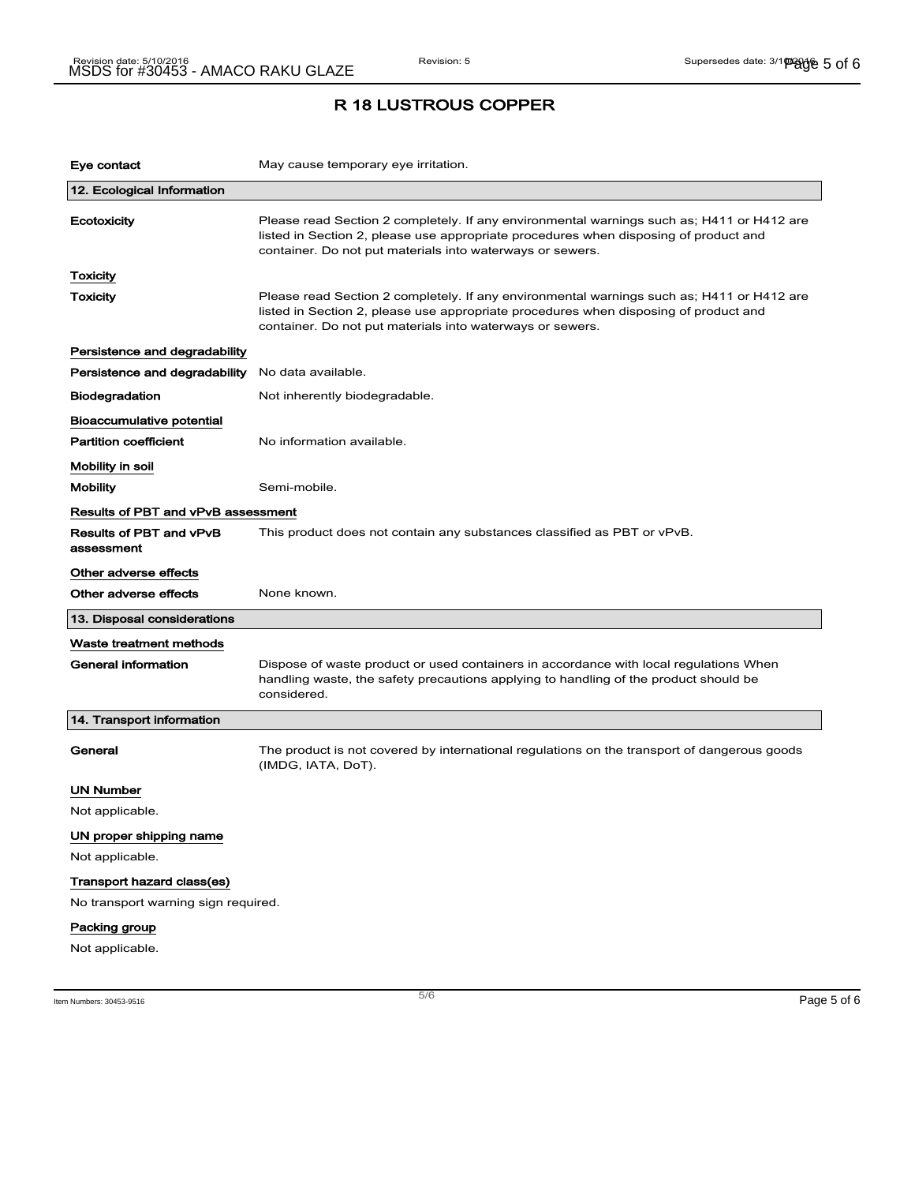# R 18 LUSTROUS COPPER

| | |
|---|---|
| **Eye contact** | May cause temporary eye irritation. |

## 12. Ecological Information

| | |
|---|---|
| **Ecotoxicity** | Please read Section 2 completely. If any environmental warnings such as; H411 or H412 are listed in Section 2, please use appropriate procedures when disposing of product and container. Do not put materials into waterways or sewers. |

### Toxicity

| | |
|---|---|
| **Toxicity** | Please read Section 2 completely. If any environmental warnings such as; H411 or H412 are listed in Section 2, please use appropriate procedures when disposing of product and container. Do not put materials into waterways or sewers. |

### Persistence and degradability

| | |
|---|---|
| **Persistence and degradability** | No data available. |
| **Biodegradation** | Not inherently biodegradable. |

### Bioaccumulative potential

| | |
|---|---|
| **Partition coefficient** | No information available. |

### Mobility in soil

| | |
|---|---|
| **Mobility** | Semi-mobile. |

### Results of PBT and vPvB assessment

| | |
|---|---|
| **Results of PBT and vPvB assessment** | This product does not contain any substances classified as PBT or vPvB. |

### Other adverse effects

| | |
|---|---|
| **Other adverse effects** | None known. |

## 13. Disposal considerations

### Waste treatment methods

| | |
|---|---|
| **General information** | Dispose of waste product or used containers in accordance with local regulations When handling waste, the safety precautions applying to handling of the product should be considered. |

## 14. Transport information

| | |
|---|---|
| **General** | The product is not covered by international regulations on the transport of dangerous goods (IMDG, IATA, DoT). |

### UN Number

Not applicable.

### UN proper shipping name

Not applicable.

### Transport hazard class(es)

No transport warning sign required.

### Packing group

Not applicable.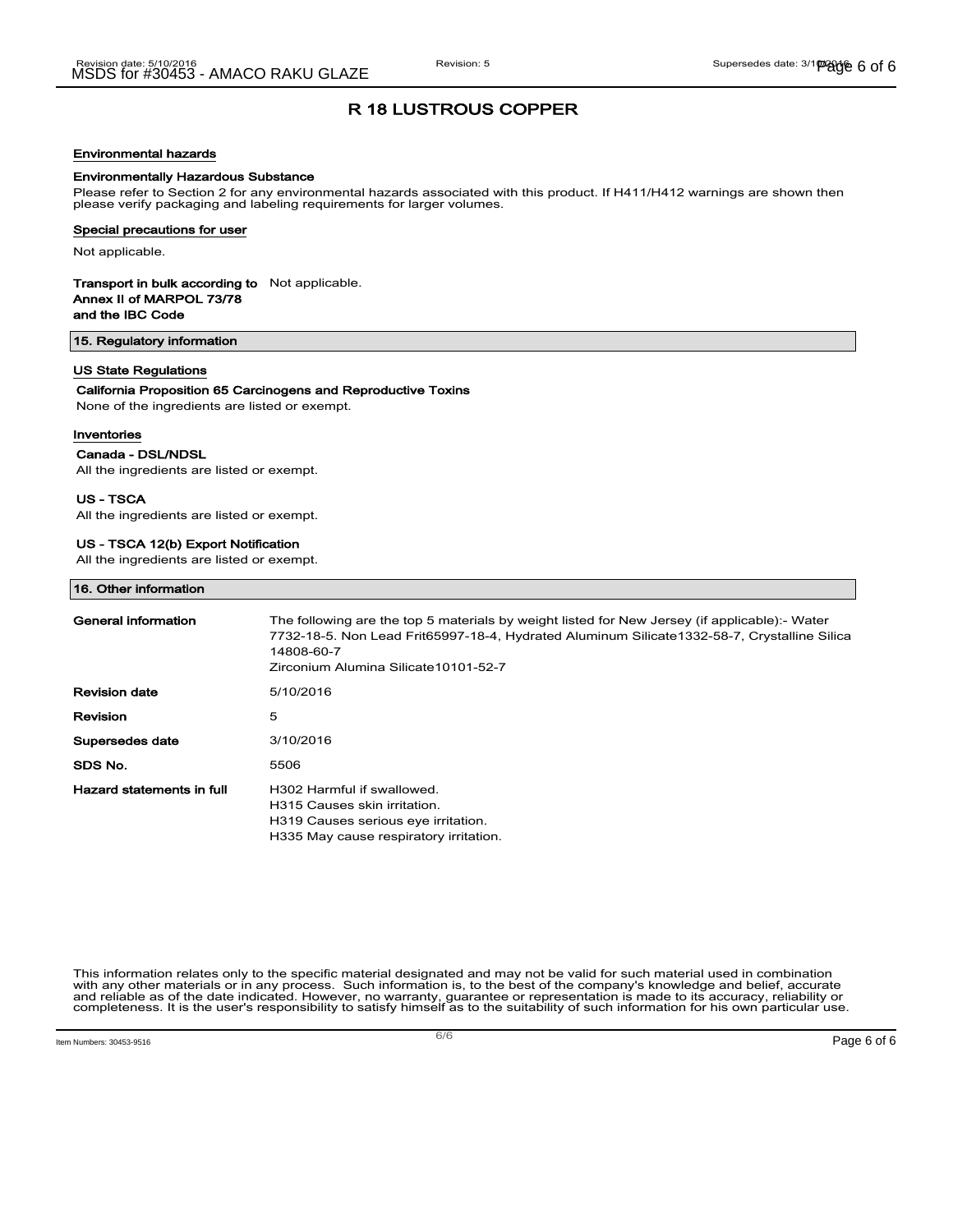## R 18 LUSTROUS COPPER

**Environmental hazards**

**Environmentally Hazardous Substance**

Please refer to Section 2 for any environmental hazards associated with this product. If H411/H412 warnings are shown then please verify packaging and labeling requirements for larger volumes.

**Special precautions for user**

Not applicable.

**Transport in bulk according to Annex II of MARPOL 73/78 and the IBC Code** Not applicable.

### 15. Regulatory information

**US State Regulations**

**California Proposition 65 Carcinogens and Reproductive Toxins**

None of the ingredients are listed or exempt.

**Inventories**

**Canada - DSL/NDSL**

All the ingredients are listed or exempt.

**US - TSCA**

All the ingredients are listed or exempt.

**US - TSCA 12(b) Export Notification**

All the ingredients are listed or exempt.

### 16. Other information

| | |
|---|---|
| **General information** | The following are the top 5 materials by weight listed for New Jersey (if applicable):- Water 7732-18-5. Non Lead Frit65997-18-4, Hydrated Aluminum Silicate1332-58-7, Crystalline Silica 14808-60-7<br>Zirconium Alumina Silicate10101-52-7 |
| **Revision date** | 5/10/2016 |
| **Revision** | 5 |
| **Supersedes date** | 3/10/2016 |
| **SDS No.** | 5506 |
| **Hazard statements in full** | H302 Harmful if swallowed.<br>H315 Causes skin irritation.<br>H319 Causes serious eye irritation.<br>H335 May cause respiratory irritation. |

This information relates only to the specific material designated and may not be valid for such material used in combination with any other materials or in any process. Such information is, to the best of the company's knowledge and belief, accurate and reliable as of the date indicated. However, no warranty, guarantee or representation is made to its accuracy, reliability or completeness. It is the user's responsibility to satisfy himself as to the suitability of such information for his own particular use.

Item Numbers: 30453-9516